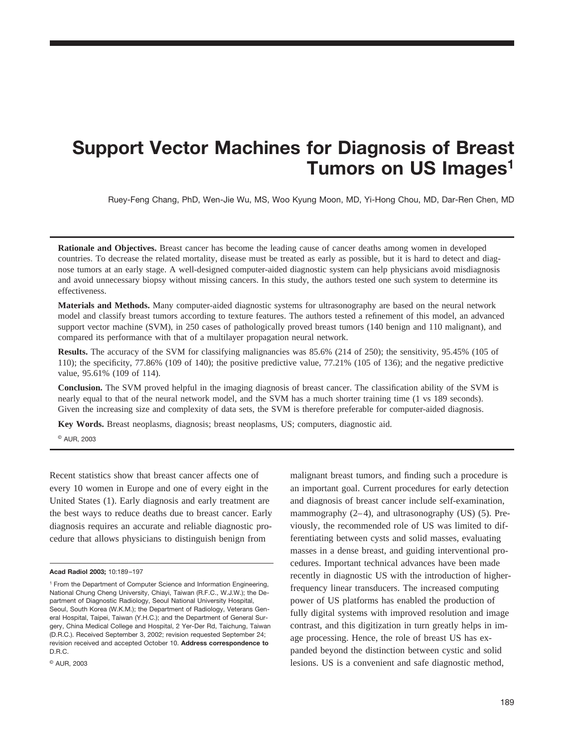# Support Vector Machines for Diagnosis of Breast Tumors on US Images[1]

Ruey-Feng Chang, PhD, Wen-Jie Wu, MS, Woo Kyung Moon, MD, Yi-Hong Chou, MD, Dar-Ren Chen, MD

**Rationale and Objectives.** Breast cancer has become the leading cause of cancer deaths among women in developed countries. To decrease the related mortality, disease must be treated as early as possible, but it is hard to detect and diagnose tumors at an early stage. A well-designed computer-aided diagnostic system can help physicians avoid misdiagnosis and avoid unnecessary biopsy without missing cancers. In this study, the authors tested one such system to determine its effectiveness.

**Materials and Methods.** Many computer-aided diagnostic systems for ultrasonography are based on the neural network model and classify breast tumors according to texture features. The authors tested a refinement of this model, an advanced support vector machine (SVM), in 250 cases of pathologically proved breast tumors (140 benign and 110 malignant), and compared its performance with that of a multilayer propagation neural network.

**Results.** The accuracy of the SVM for classifying malignancies was 85.6% (214 of 250); the sensitivity, 95.45% (105 of 110); the specificity, 77.86% (109 of 140); the positive predictive value, 77.21% (105 of 136); and the negative predictive value, 95.61% (109 of 114).

**Conclusion.** The SVM proved helpful in the imaging diagnosis of breast cancer. The classification ability of the SVM is nearly equal to that of the neural network model, and the SVM has a much shorter training time (1 vs 189 seconds). Given the increasing size and complexity of data sets, the SVM is therefore preferable for computer-aided diagnosis.

**Key Words.** Breast neoplasms, diagnosis; breast neoplasms, US; computers, diagnostic aid.

© AUR, 2003

Recent statistics show that breast cancer affects one of every 10 women in Europe and one of every eight in the United States (1). Early diagnosis and early treatment are the best ways to reduce deaths due to breast cancer. Early diagnosis requires an accurate and reliable diagnostic procedure that allows physicians to distinguish benign from malignant breast tumors, and finding such a procedure is an important goal. Current procedures for early detection and diagnosis of breast cancer include self-examination, mammography (2–4), and ultrasonography (US) (5). Previously, the recommended role of US was limited to differentiating between cysts and solid masses, evaluating masses in a dense breast, and guiding interventional procedures. Important technical advances have been made recently in diagnostic US with the introduction of higher-frequency linear transducers. The increased computing power of US platforms has enabled the production of fully digital systems with improved resolution and image contrast, and this digitization in turn greatly helps in image processing. Hence, the role of breast US has expanded beyond the distinction between cystic and solid lesions. US is a convenient and safe diagnostic method,

**Acad Radiol 2003;** 10:189–197

[1] From the Department of Computer Science and Information Engineering, National Chung Cheng University, Chiayi, Taiwan (R.F.C., W.J.W.); the Department of Diagnostic Radiology, Seoul National University Hospital, Seoul, South Korea (W.K.M.); the Department of Radiology, Veterans General Hospital, Taipei, Taiwan (Y.H.C.); and the Department of General Surgery, China Medical College and Hospital, 2 Yer-Der Rd, Taichung, Taiwan (D.R.C.). Received September 3, 2002; revision requested September 24; revision received and accepted October 10. **Address correspondence to** D.R.C.

© AUR, 2003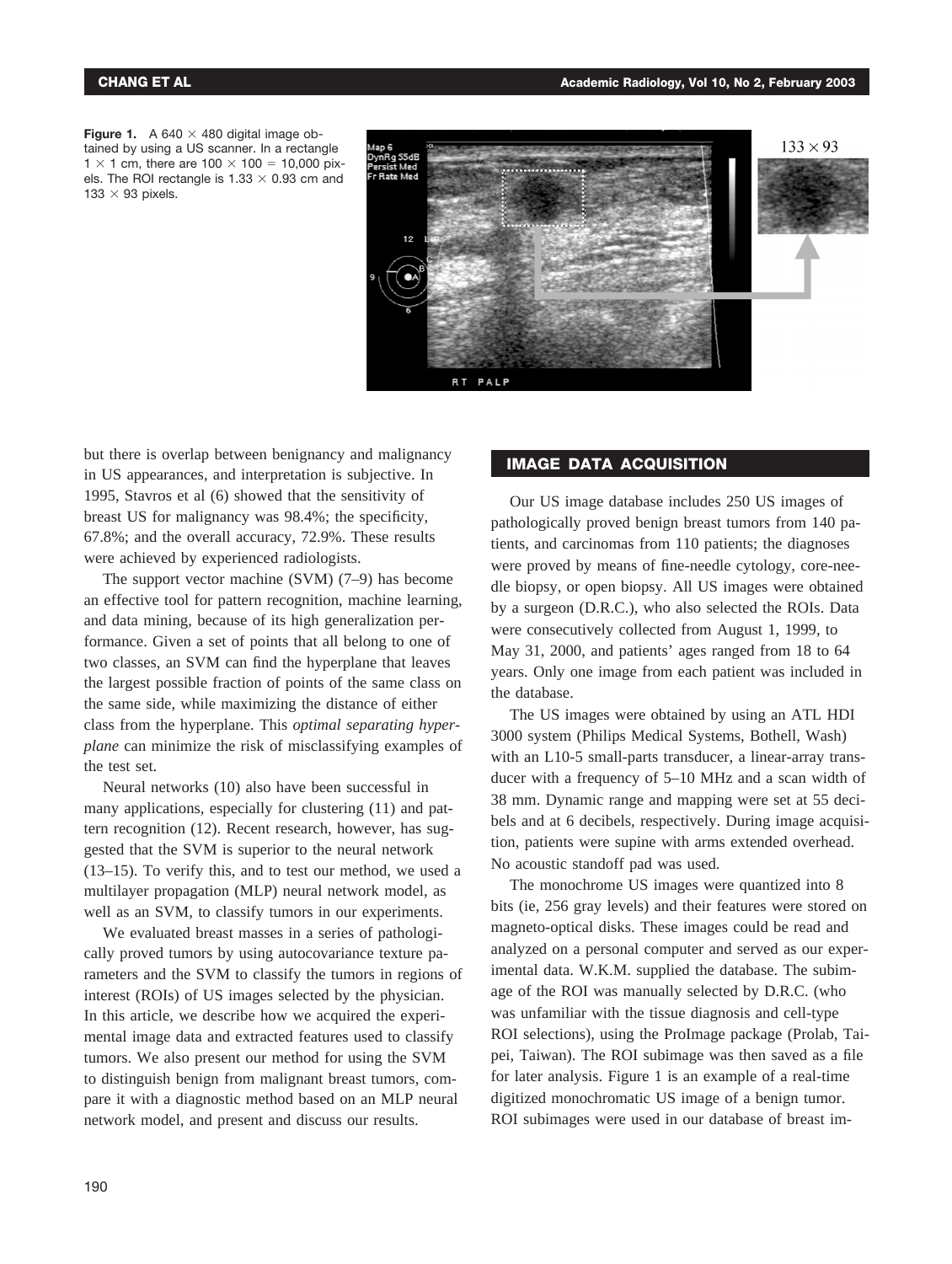**Figure 1.** A 640 × 480 digital image obtained by using a US scanner. In a rectangle 1 × 1 cm, there are 100 × 100 = 10,000 pixels. The ROI rectangle is 1.33 × 0.93 cm and 133 × 93 pixels.

but there is overlap between benignancy and malignancy in US appearances, and interpretation is subjective. In 1995, Stavros et al (6) showed that the sensitivity of breast US for malignancy was 98.4%; the specificity, 67.8%; and the overall accuracy, 72.9%. These results were achieved by experienced radiologists.

The support vector machine (SVM) (7–9) has become an effective tool for pattern recognition, machine learning, and data mining, because of its high generalization performance. Given a set of points that all belong to one of two classes, an SVM can find the hyperplane that leaves the largest possible fraction of points of the same class on the same side, while maximizing the distance of either class from the hyperplane. This *optimal separating hyperplane* can minimize the risk of misclassifying examples of the test set.

Neural networks (10) also have been successful in many applications, especially for clustering (11) and pattern recognition (12). Recent research, however, has suggested that the SVM is superior to the neural network (13–15). To verify this, and to test our method, we used a multilayer propagation (MLP) neural network model, as well as an SVM, to classify tumors in our experiments.

We evaluated breast masses in a series of pathologically proved tumors by using autocovariance texture parameters and the SVM to classify the tumors in regions of interest (ROIs) of US images selected by the physician. In this article, we describe how we acquired the experimental image data and extracted features used to classify tumors. We also present our method for using the SVM to distinguish benign from malignant breast tumors, compare it with a diagnostic method based on an MLP neural network model, and present and discuss our results.

## IMAGE DATA ACQUISITION

Our US image database includes 250 US images of pathologically proved benign breast tumors from 140 patients, and carcinomas from 110 patients; the diagnoses were proved by means of fine-needle cytology, core-needle biopsy, or open biopsy. All US images were obtained by a surgeon (D.R.C.), who also selected the ROIs. Data were consecutively collected from August 1, 1999, to May 31, 2000, and patients' ages ranged from 18 to 64 years. Only one image from each patient was included in the database.

The US images were obtained by using an ATL HDI 3000 system (Philips Medical Systems, Bothell, Wash) with an L10-5 small-parts transducer, a linear-array transducer with a frequency of 5–10 MHz and a scan width of 38 mm. Dynamic range and mapping were set at 55 decibels and at 6 decibels, respectively. During image acquisition, patients were supine with arms extended overhead. No acoustic standoff pad was used.

The monochrome US images were quantized into 8 bits (ie, 256 gray levels) and their features were stored on magneto-optical disks. These images could be read and analyzed on a personal computer and served as our experimental data. W.K.M. supplied the database. The subimage of the ROI was manually selected by D.R.C. (who was unfamiliar with the tissue diagnosis and cell-type ROI selections), using the ProImage package (Prolab, Taipei, Taiwan). The ROI subimage was then saved as a file for later analysis. Figure 1 is an example of a real-time digitized monochromatic US image of a benign tumor. ROI subimages were used in our database of breast im-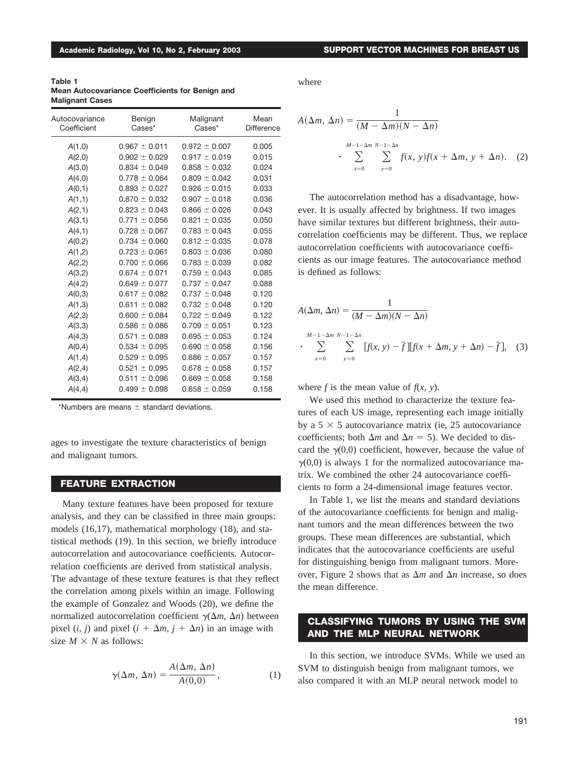**Table 1**
**Mean Autocovariance Coefficients for Benign and Malignant Cases**

| Autocovariance Coefficient | Benign Cases* | Malignant Cases* | Mean Difference |
|---|---|---|---|
| *A*(1,0) | 0.967 ± 0.011 | 0.972 ± 0.007 | 0.005 |
| *A*(2,0) | 0.902 ± 0.029 | 0.917 ± 0.019 | 0.015 |
| *A*(3,0) | 0.834 ± 0.049 | 0.858 ± 0.032 | 0.024 |
| *A*(4,0) | 0.778 ± 0.064 | 0.809 ± 0.042 | 0.031 |
| *A*(0,1) | 0.893 ± 0.027 | 0.926 ± 0.015 | 0.033 |
| *A*(1,1) | 0.870 ± 0.032 | 0.907 ± 0.018 | 0.036 |
| *A*(2,1) | 0.823 ± 0.043 | 0.866 ± 0.026 | 0.043 |
| *A*(3,1) | 0.771 ± 0.056 | 0.821 ± 0.035 | 0.050 |
| *A*(4,1) | 0.728 ± 0.067 | 0.783 ± 0.043 | 0.055 |
| *A*(0,2) | 0.734 ± 0.060 | 0.812 ± 0.035 | 0.078 |
| *A*(1,2) | 0.723 ± 0.061 | 0.803 ± 0.036 | 0.080 |
| *A*(2,2) | 0.700 ± 0.066 | 0.783 ± 0.039 | 0.082 |
| *A*(3,2) | 0.674 ± 0.071 | 0.759 ± 0.043 | 0.085 |
| *A*(4,2) | 0.649 ± 0.077 | 0.737 ± 0.047 | 0.088 |
| *A*(0,3) | 0.617 ± 0.082 | 0.737 ± 0.048 | 0.120 |
| *A*(1,3) | 0.611 ± 0.082 | 0.732 ± 0.048 | 0.120 |
| *A*(2,3) | 0.600 ± 0.084 | 0.722 ± 0.049 | 0.122 |
| *A*(3,3) | 0.586 ± 0.086 | 0.709 ± 0.051 | 0.123 |
| *A*(4,3) | 0.571 ± 0.089 | 0.695 ± 0.053 | 0.124 |
| *A*(0,4) | 0.534 ± 0.095 | 0.690 ± 0.058 | 0.156 |
| *A*(1,4) | 0.529 ± 0.095 | 0.686 ± 0.057 | 0.157 |
| *A*(2,4) | 0.521 ± 0.095 | 0.678 ± 0.058 | 0.157 |
| *A*(3,4) | 0.511 ± 0.096 | 0.669 ± 0.058 | 0.158 |
| *A*(4,4) | 0.499 ± 0.098 | 0.658 ± 0.059 | 0.158 |

*Numbers are means ± standard deviations.

ages to investigate the texture characteristics of benign and malignant tumors.

## FEATURE EXTRACTION

Many texture features have been proposed for texture analysis, and they can be classified in three main groups: models (16,17), mathematical morphology (18), and statistical methods (19). In this section, we briefly introduce autocorrelation and autocovariance coefficients. Autocorrelation coefficients are derived from statistical analysis. The advantage of these texture features is that they reflect the correlation among pixels within an image. Following the example of Gonzalez and Woods (20), we define the normalized autocorrelation coefficient $\gamma(\Delta m, \Delta n)$ between pixel $(i, j)$ and pixel $(i + \Delta m, j + \Delta n)$ in an image with size $M \times N$ as follows:

$$\gamma(\Delta m, \Delta n) = \frac{A(\Delta m, \Delta n)}{A(0,0)}, \tag{1}$$

where

$$A(\Delta m, \Delta n) = \frac{1}{(M - \Delta m)(N - \Delta n)} \cdot \sum_{x=0}^{M-1-\Delta m} \sum_{y=0}^{N-1-\Delta n} f(x, y) f(x + \Delta m, y + \Delta n). \tag{2}$$

The autocorrelation method has a disadvantage, however. It is usually affected by brightness. If two images have similar textures but different brightness, their autocorrelation coefficients may be different. Thus, we replace autocorrelation coefficients with autocovariance coefficients as our image features. The autocovariance method is defined as follows:

$$A(\Delta m, \Delta n) = \frac{1}{(M - \Delta m)(N - \Delta n)} \cdot \sum_{x=0}^{M-1-\Delta m} \sum_{y=0}^{N-1-\Delta n} [f(x, y) - \bar{f}][f(x + \Delta m, y + \Delta n) - \bar{f}], \tag{3}$$

where $\bar{f}$ is the mean value of $f(x, y)$.

We used this method to characterize the texture features of each US image, representing each image initially by a $5 \times 5$ autocovariance matrix (ie, 25 autocovariance coefficients; both $\Delta m$ and $\Delta n = 5$). We decided to discard the $\gamma(0,0)$ coefficient, however, because the value of $\gamma(0,0)$ is always 1 for the normalized autocovariance matrix. We combined the other 24 autocovariance coefficients to form a 24-dimensional image features vector.

In Table 1, we list the means and standard deviations of the autocovariance coefficients for benign and malignant tumors and the mean differences between the two groups. These mean differences are substantial, which indicates that the autocovariance coefficients are useful for distinguishing benign from malignant tumors. Moreover, Figure 2 shows that as $\Delta m$ and $\Delta n$ increase, so does the mean difference.

## CLASSIFYING TUMORS BY USING THE SVM AND THE MLP NEURAL NETWORK

In this section, we introduce SVMs. While we used an SVM to distinguish benign from malignant tumors, we also compared it with an MLP neural network model to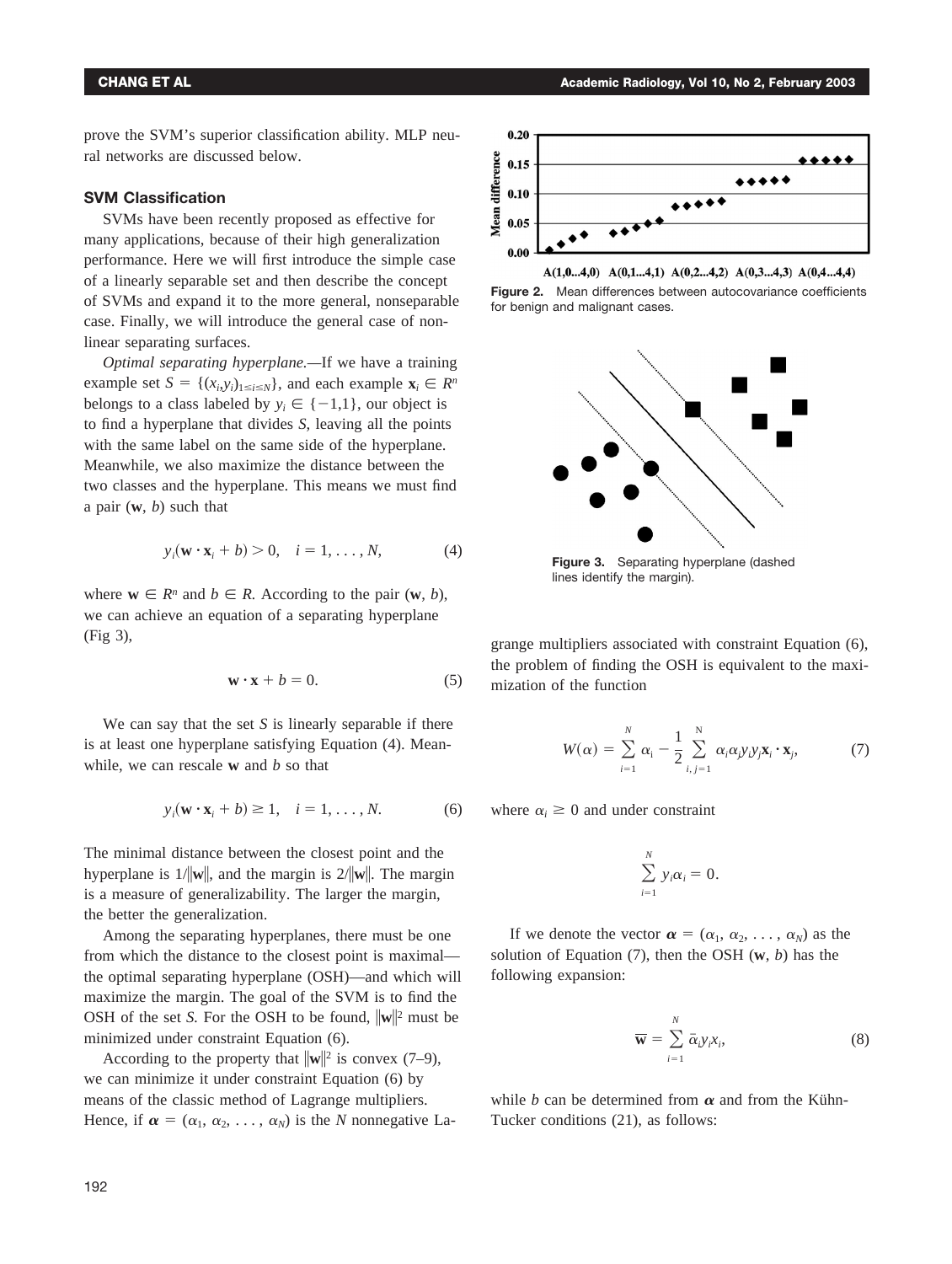prove the SVM's superior classification ability. MLP neural networks are discussed below.

### SVM Classification

SVMs have been recently proposed as effective for many applications, because of their high generalization performance. Here we will first introduce the simple case of a linearly separable set and then describe the concept of SVMs and expand it to the more general, nonseparable case. Finally, we will introduce the general case of nonlinear separating surfaces.

*Optimal separating hyperplane.*—If we have a training example set $S = \{(x_i, y_i)_{1 \leq i \leq N}\}$, and each example $\mathbf{x}_i \in R^n$ belongs to a class labeled by $y_i \in \{-1,1\}$, our object is to find a hyperplane that divides $S$, leaving all the points with the same label on the same side of the hyperplane. Meanwhile, we also maximize the distance between the two classes and the hyperplane. This means we must find a pair $(\mathbf{w}, b)$ such that

$$y_i(\mathbf{w} \cdot \mathbf{x}_i + b) > 0, \quad i = 1, \ldots, N, \tag{4}$$

where $\mathbf{w} \in R^n$ and $b \in R$. According to the pair $(\mathbf{w}, b)$, we can achieve an equation of a separating hyperplane (Fig 3),

$$\mathbf{w} \cdot \mathbf{x} + b = 0. \tag{5}$$

We can say that the set $S$ is linearly separable if there is at least one hyperplane satisfying Equation (4). Meanwhile, we can rescale $\mathbf{w}$ and $b$ so that

$$y_i(\mathbf{w} \cdot \mathbf{x}_i + b) \geq 1, \quad i = 1, \ldots, N. \tag{6}$$

The minimal distance between the closest point and the hyperplane is $1/\|\mathbf{w}\|$, and the margin is $2/\|\mathbf{w}\|$. The margin is a measure of generalizability. The larger the margin, the better the generalization.

Among the separating hyperplanes, there must be one from which the distance to the closest point is maximal—the optimal separating hyperplane (OSH)—and which will maximize the margin. The goal of the SVM is to find the OSH of the set $S$. For the OSH to be found, $\|\mathbf{w}\|^2$ must be minimized under constraint Equation (6).

According to the property that $\|\mathbf{w}\|^2$ is convex (7–9), we can minimize it under constraint Equation (6) by means of the classic method of Lagrange multipliers. Hence, if $\boldsymbol{\alpha} = (\alpha_1, \alpha_2, \ldots, \alpha_N)$ is the $N$ nonnegative Lagrange multipliers associated with constraint Equation (6), the problem of finding the OSH is equivalent to the maximization of the function

$$W(\alpha) = \sum_{i=1}^{N} \alpha_i - \frac{1}{2} \sum_{i,j=1}^{N} \alpha_i \alpha_j y_i y_j \mathbf{x}_i \cdot \mathbf{x}_j, \tag{7}$$

where $\alpha_i \geq 0$ and under constraint

$$\sum_{i=1}^{N} y_i \alpha_i = 0.$$

If we denote the vector $\boldsymbol{\alpha} = (\alpha_1, \alpha_2, \ldots, \alpha_N)$ as the solution of Equation (7), then the OSH $(\mathbf{w}, b)$ has the following expansion:

$$\overline{\mathbf{w}} = \sum_{i=1}^{N} \bar{\alpha}_i y_i x_i, \tag{8}$$

while $b$ can be determined from $\boldsymbol{\alpha}$ and from the Kühn-Tucker conditions (21), as follows:

**Figure 2.** Mean differences between autocovariance coefficients for benign and malignant cases.

**Figure 3.** Separating hyperplane (dashed lines identify the margin).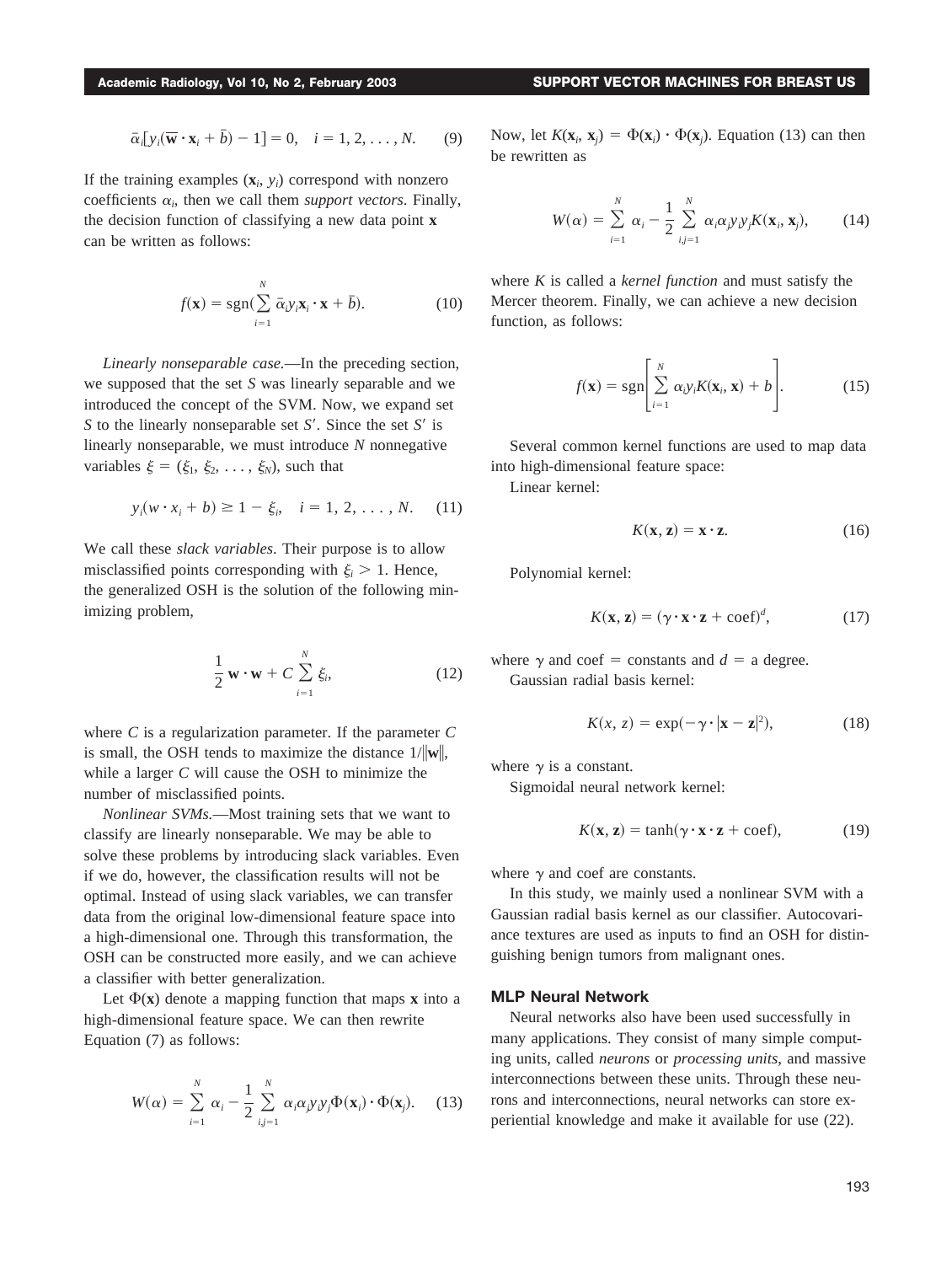$$\bar{\alpha}_i[y_i(\overline{\mathbf{w}} \cdot \mathbf{x}_i + \bar{b}) - 1] = 0, \quad i = 1, 2, \ldots, N. \tag{9}$$

If the training examples ($\mathbf{x}_i$, $y_i$) correspond with nonzero coefficients $\alpha_i$, then we call them *support vectors*. Finally, the decision function of classifying a new data point $\mathbf{x}$ can be written as follows:

$$f(\mathbf{x}) = \operatorname{sgn}\left(\sum_{i=1}^{N} \bar{\alpha}_i y_i \mathbf{x}_i \cdot \mathbf{x} + \bar{b}\right). \tag{10}$$

*Linearly nonseparable case.*—In the preceding section, we supposed that the set $S$ was linearly separable and we introduced the concept of the SVM. Now, we expand set $S$ to the linearly nonseparable set $S'$. Since the set $S'$ is linearly nonseparable, we must introduce $N$ nonnegative variables $\xi = (\xi_1, \xi_2, \ldots, \xi_N)$, such that

$$y_i(w \cdot x_i + b) \geq 1 - \xi_i, \quad i = 1, 2, \ldots, N. \tag{11}$$

We call these *slack variables*. Their purpose is to allow misclassified points corresponding with $\xi_i > 1$. Hence, the generalized OSH is the solution of the following minimizing problem,

$$\frac{1}{2}\mathbf{w} \cdot \mathbf{w} + C\sum_{i=1}^{N} \xi_i, \tag{12}$$

where $C$ is a regularization parameter. If the parameter $C$ is small, the OSH tends to maximize the distance $1/\|\mathbf{w}\|$, while a larger $C$ will cause the OSH to minimize the number of misclassified points.

*Nonlinear SVMs.*—Most training sets that we want to classify are linearly nonseparable. We may be able to solve these problems by introducing slack variables. Even if we do, however, the classification results will not be optimal. Instead of using slack variables, we can transfer data from the original low-dimensional feature space into a high-dimensional one. Through this transformation, the OSH can be constructed more easily, and we can achieve a classifier with better generalization.

Let $\Phi(\mathbf{x})$ denote a mapping function that maps $\mathbf{x}$ into a high-dimensional feature space. We can then rewrite Equation (7) as follows:

$$W(\alpha) = \sum_{i=1}^{N} \alpha_i - \frac{1}{2}\sum_{i,j=1}^{N} \alpha_i \alpha_j y_i y_j \Phi(\mathbf{x}_i) \cdot \Phi(\mathbf{x}_j). \tag{13}$$

Now, let $K(\mathbf{x}_i, \mathbf{x}_j) = \Phi(\mathbf{x}_i) \cdot \Phi(\mathbf{x}_j)$. Equation (13) can then be rewritten as

$$W(\alpha) = \sum_{i=1}^{N} \alpha_i - \frac{1}{2}\sum_{i,j=1}^{N} \alpha_i \alpha_j y_i y_j K(\mathbf{x}_i, \mathbf{x}_j), \tag{14}$$

where $K$ is called a *kernel function* and must satisfy the Mercer theorem. Finally, we can achieve a new decision function, as follows:

$$f(\mathbf{x}) = \operatorname{sgn}\left[\sum_{i=1}^{N} \alpha_i y_i K(\mathbf{x}_i, \mathbf{x}) + b\right]. \tag{15}$$

Several common kernel functions are used to map data into high-dimensional feature space:

Linear kernel:

$$K(\mathbf{x}, \mathbf{z}) = \mathbf{x} \cdot \mathbf{z}. \tag{16}$$

Polynomial kernel:

$$K(\mathbf{x}, \mathbf{z}) = (\gamma \cdot \mathbf{x} \cdot \mathbf{z} + \text{coef})^d, \tag{17}$$

where $\gamma$ and coef = constants and $d$ = a degree.

Gaussian radial basis kernel:

$$K(x, z) = \exp(-\gamma \cdot |\mathbf{x} - \mathbf{z}|^2), \tag{18}$$

where $\gamma$ is a constant.

Sigmoidal neural network kernel:

$$K(\mathbf{x}, \mathbf{z}) = \tanh(\gamma \cdot \mathbf{x} \cdot \mathbf{z} + \text{coef}), \tag{19}$$

where $\gamma$ and coef are constants.

In this study, we mainly used a nonlinear SVM with a Gaussian radial basis kernel as our classifier. Autocovariance textures are used as inputs to find an OSH for distinguishing benign tumors from malignant ones.

### MLP Neural Network

Neural networks also have been used successfully in many applications. They consist of many simple computing units, called *neurons* or *processing units*, and massive interconnections between these units. Through these neurons and interconnections, neural networks can store experiential knowledge and make it available for use (22).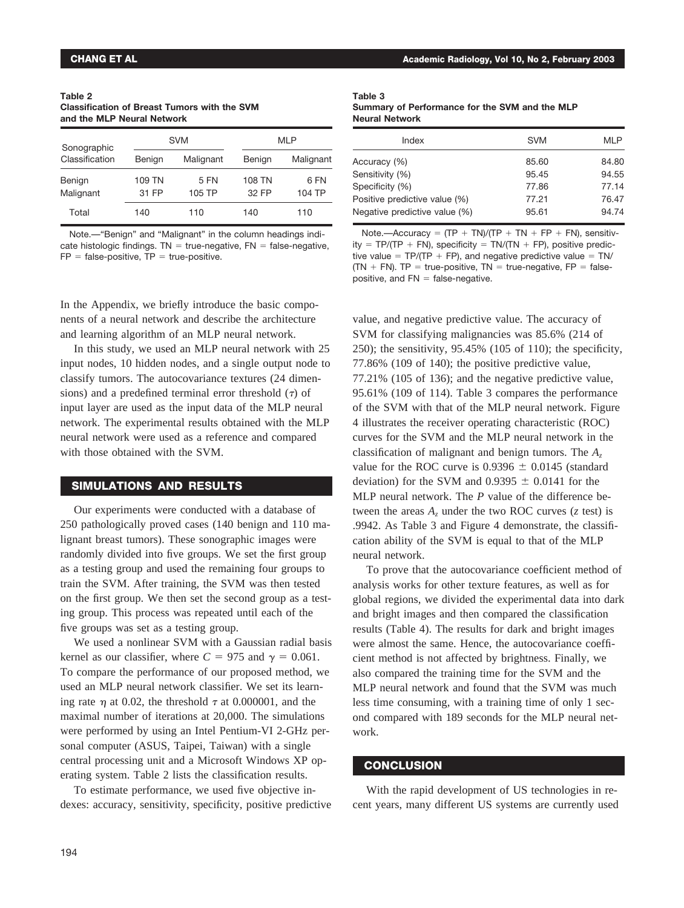**Table 2**
**Classification of Breast Tumors with the SVM and the MLP Neural Network**

| Sonographic Classification | SVM | | MLP | |
|---|---|---|---|---|
| | Benign | Malignant | Benign | Malignant |
| Benign | 109 TN | 5 FN | 108 TN | 6 FN |
| Malignant | 31 FP | 105 TP | 32 FP | 104 TP |
| Total | 140 | 110 | 140 | 110 |

Note.—"Benign" and "Malignant" in the column headings indicate histologic findings. TN = true-negative, FN = false-negative, FP = false-positive, TP = true-positive.

**Table 3**
**Summary of Performance for the SVM and the MLP Neural Network**

| Index | SVM | MLP |
|---|---|---|
| Accuracy (%) | 85.60 | 84.80 |
| Sensitivity (%) | 95.45 | 94.55 |
| Specificity (%) | 77.86 | 77.14 |
| Positive predictive value (%) | 77.21 | 76.47 |
| Negative predictive value (%) | 95.61 | 94.74 |

Note.—Accuracy = (TP + TN)/(TP + TN + FP + FN), sensitivity = TP/(TP + FN), specificity = TN/(TN + FP), positive predictive value = TP/(TP + FP), and negative predictive value = TN/(TN + FN). TP = true-positive, TN = true-negative, FP = false-positive, and FN = false-negative.

In the Appendix, we briefly introduce the basic components of a neural network and describe the architecture and learning algorithm of an MLP neural network.

In this study, we used an MLP neural network with 25 input nodes, 10 hidden nodes, and a single output node to classify tumors. The autocovariance textures (24 dimensions) and a predefined terminal error threshold ($\tau$) of input layer are used as the input data of the MLP neural network. The experimental results obtained with the MLP neural network were used as a reference and compared with those obtained with the SVM.

## SIMULATIONS AND RESULTS

Our experiments were conducted with a database of 250 pathologically proved cases (140 benign and 110 malignant breast tumors). These sonographic images were randomly divided into five groups. We set the first group as a testing group and used the remaining four groups to train the SVM. After training, the SVM was then tested on the first group. We then set the second group as a testing group. This process was repeated until each of the five groups was set as a testing group.

We used a nonlinear SVM with a Gaussian radial basis kernel as our classifier, where $C = 975$ and $\gamma = 0.061$. To compare the performance of our proposed method, we used an MLP neural network classifier. We set its learning rate $\eta$ at 0.02, the threshold $\tau$ at 0.000001, and the maximal number of iterations at 20,000. The simulations were performed by using an Intel Pentium-VI 2-GHz personal computer (ASUS, Taipei, Taiwan) with a single central processing unit and a Microsoft Windows XP operating system. Table 2 lists the classification results.

To estimate performance, we used five objective indexes: accuracy, sensitivity, specificity, positive predictive value, and negative predictive value. The accuracy of SVM for classifying malignancies was 85.6% (214 of 250); the sensitivity, 95.45% (105 of 110); the specificity, 77.86% (109 of 140); the positive predictive value, 77.21% (105 of 136); and the negative predictive value, 95.61% (109 of 114). Table 3 compares the performance of the SVM with that of the MLP neural network. Figure 4 illustrates the receiver operating characteristic (ROC) curves for the SVM and the MLP neural network in the classification of malignant and benign tumors. The $A_z$ value for the ROC curve is $0.9396 \pm 0.0145$ (standard deviation) for the SVM and $0.9395 \pm 0.0141$ for the MLP neural network. The *P* value of the difference between the areas $A_z$ under the two ROC curves (*z* test) is .9942. As Table 3 and Figure 4 demonstrate, the classification ability of the SVM is equal to that of the MLP neural network.

To prove that the autocovariance coefficient method of analysis works for other texture features, as well as for global regions, we divided the experimental data into dark and bright images and then compared the classification results (Table 4). The results for dark and bright images were almost the same. Hence, the autocovariance coefficient method is not affected by brightness. Finally, we also compared the training time for the SVM and the MLP neural network and found that the SVM was much less time consuming, with a training time of only 1 second compared with 189 seconds for the MLP neural network.

## CONCLUSION

With the rapid development of US technologies in recent years, many different US systems are currently used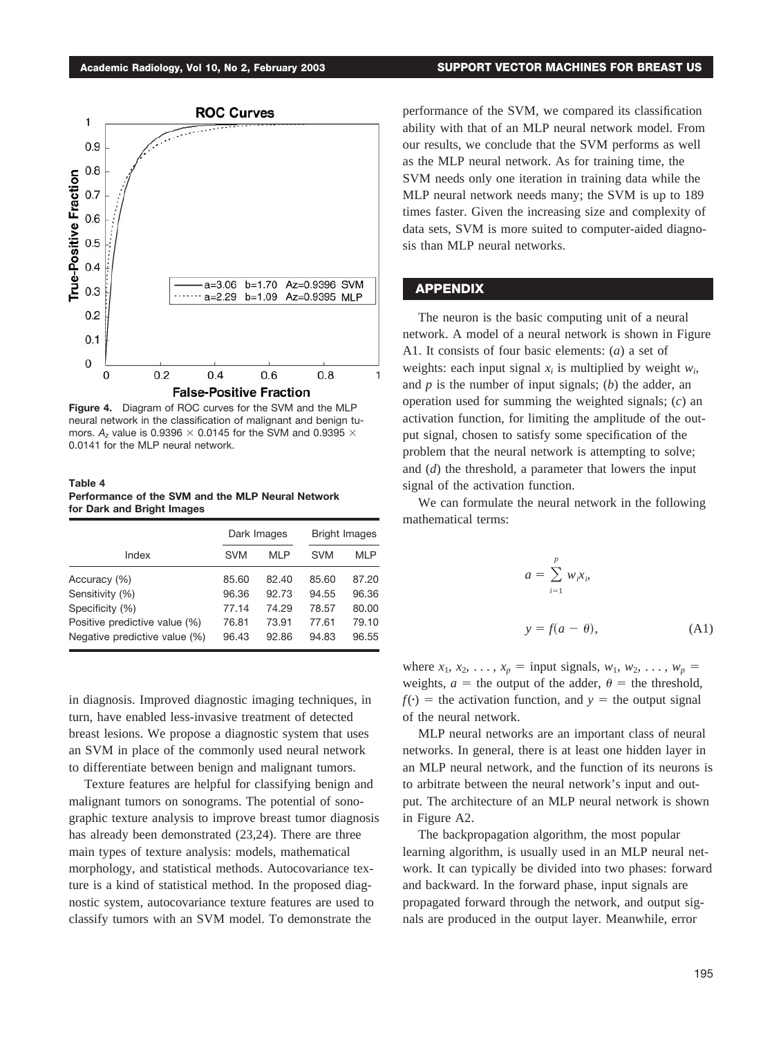**Figure 4.** Diagram of ROC curves for the SVM and the MLP neural network in the classification of malignant and benign tumors. $A_z$ value is 0.9396 × 0.0145 for the SVM and 0.9395 × 0.0141 for the MLP neural network.

**Table 4**
**Performance of the SVM and the MLP Neural Network for Dark and Bright Images**

| Index | Dark Images | | Bright Images | |
|---|---|---|---|---|
| | SVM | MLP | SVM | MLP |
| Accuracy (%) | 85.60 | 82.40 | 85.60 | 87.20 |
| Sensitivity (%) | 96.36 | 92.73 | 94.55 | 96.36 |
| Specificity (%) | 77.14 | 74.29 | 78.57 | 80.00 |
| Positive predictive value (%) | 76.81 | 73.91 | 77.61 | 79.10 |
| Negative predictive value (%) | 96.43 | 92.86 | 94.83 | 96.55 |

in diagnosis. Improved diagnostic imaging techniques, in turn, have enabled less-invasive treatment of detected breast lesions. We propose a diagnostic system that uses an SVM in place of the commonly used neural network to differentiate between benign and malignant tumors.

Texture features are helpful for classifying benign and malignant tumors on sonograms. The potential of sonographic texture analysis to improve breast tumor diagnosis has already been demonstrated (23,24). There are three main types of texture analysis: models, mathematical morphology, and statistical methods. Autocovariance texture is a kind of statistical method. In the proposed diagnostic system, autocovariance texture features are used to classify tumors with an SVM model. To demonstrate the performance of the SVM, we compared its classification ability with that of an MLP neural network model. From our results, we conclude that the SVM performs as well as the MLP neural network. As for training time, the SVM needs only one iteration in training data while the MLP neural network needs many; the SVM is up to 189 times faster. Given the increasing size and complexity of data sets, SVM is more suited to computer-aided diagnosis than MLP neural networks.

## APPENDIX

The neuron is the basic computing unit of a neural network. A model of a neural network is shown in Figure A1. It consists of four basic elements: (*a*) a set of weights: each input signal $x_i$ is multiplied by weight $w_i$, and $p$ is the number of input signals; (*b*) the adder, an operation used for summing the weighted signals; (*c*) an activation function, for limiting the amplitude of the output signal, chosen to satisfy some specification of the problem that the neural network is attempting to solve; and (*d*) the threshold, a parameter that lowers the input signal of the activation function.

We can formulate the neural network in the following mathematical terms:

$$a = \sum_{i=1}^{p} w_i x_i,$$

$$y = f(a - \theta), \tag{A1}$$

where $x_1, x_2, \ldots, x_p$ = input signals, $w_1, w_2, \ldots, w_p$ = weights, $a$ = the output of the adder, $\theta$ = the threshold, $f(\cdot)$ = the activation function, and $y$ = the output signal of the neural network.

MLP neural networks are an important class of neural networks. In general, there is at least one hidden layer in an MLP neural network, and the function of its neurons is to arbitrate between the neural network's input and output. The architecture of an MLP neural network is shown in Figure A2.

The backpropagation algorithm, the most popular learning algorithm, is usually used in an MLP neural network. It can typically be divided into two phases: forward and backward. In the forward phase, input signals are propagated forward through the network, and output signals are produced in the output layer. Meanwhile, error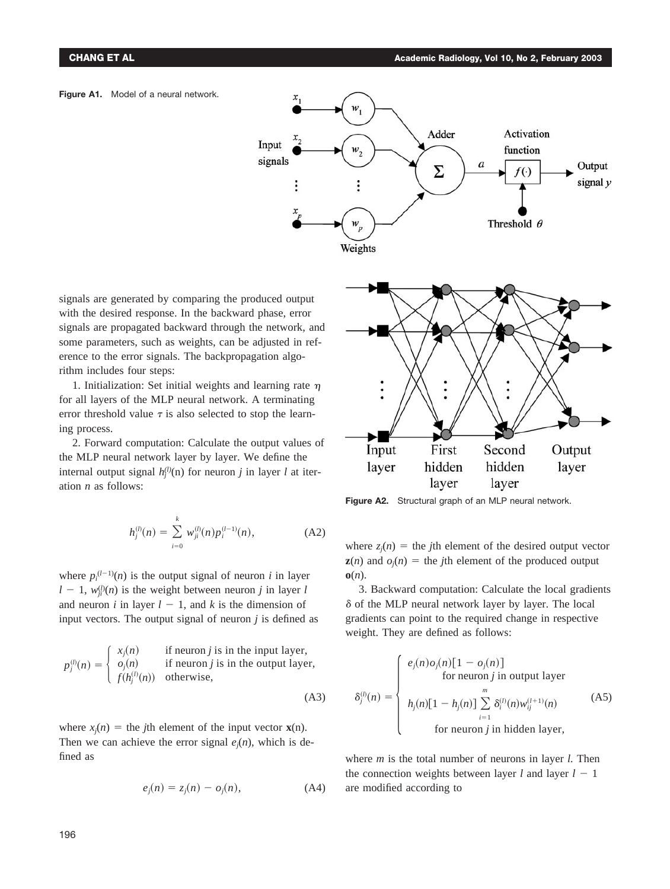Figure A1. Model of a neural network.

signals are generated by comparing the produced output with the desired response. In the backward phase, error signals are propagated backward through the network, and some parameters, such as weights, can be adjusted in reference to the error signals. The backpropagation algorithm includes four steps:

1. Initialization: Set initial weights and learning rate $\eta$ for all layers of the MLP neural network. A terminating error threshold value $\tau$ is also selected to stop the learning process.

2. Forward computation: Calculate the output values of the MLP neural network layer by layer. We define the internal output signal $h_j^{(l)}(n)$ for neuron $j$ in layer $l$ at iteration $n$ as follows:

$$h_j^{(l)}(n) = \sum_{i=0}^{k} w_{ji}^{(l)}(n) p_i^{(l-1)}(n), \tag{A2}$$

where $p_i^{(l-1)}(n)$ is the output signal of neuron $i$ in layer $l - 1$, $w_{ji}^{(l)}(n)$ is the weight between neuron $j$ in layer $l$ and neuron $i$ in layer $l - 1$, and $k$ is the dimension of input vectors. The output signal of neuron $j$ is defined as

$$p_j^{(l)}(n) = \begin{cases} x_j(n) & \text{if neuron } j \text{ is in the input layer,} \\ o_j(n) & \text{if neuron } j \text{ is in the output layer,} \\ f(h_j^{(l)}(n)) & \text{otherwise,} \end{cases} \tag{A3}$$

where $x_j(n)$ = the $j$th element of the input vector $\mathbf{x}(n)$. Then we can achieve the error signal $e_j(n)$, which is defined as

$$e_j(n) = z_j(n) - o_j(n), \tag{A4}$$

Figure A2. Structural graph of an MLP neural network.

where $z_j(n)$ = the $j$th element of the desired output vector $\mathbf{z}(n)$ and $o_j(n)$ = the $j$th element of the produced output $\mathbf{o}(n)$.

3. Backward computation: Calculate the local gradients $\delta$ of the MLP neural network layer by layer. The local gradients can point to the required change in respective weight. They are defined as follows:

$$\delta_j^{(l)}(n) = \begin{cases} e_j(n) o_j(n)[1 - o_j(n)] \\ \qquad \text{for neuron } j \text{ in output layer} \\ h_j(n)[1 - h_j(n)] \displaystyle\sum_{i=1}^{m} \delta_i^{(l)}(n) w_{ij}^{(l+1)}(n) \\ \qquad \text{for neuron } j \text{ in hidden layer,} \end{cases} \tag{A5}$$

where $m$ is the total number of neurons in layer $l$. Then the connection weights between layer $l$ and layer $l - 1$ are modified according to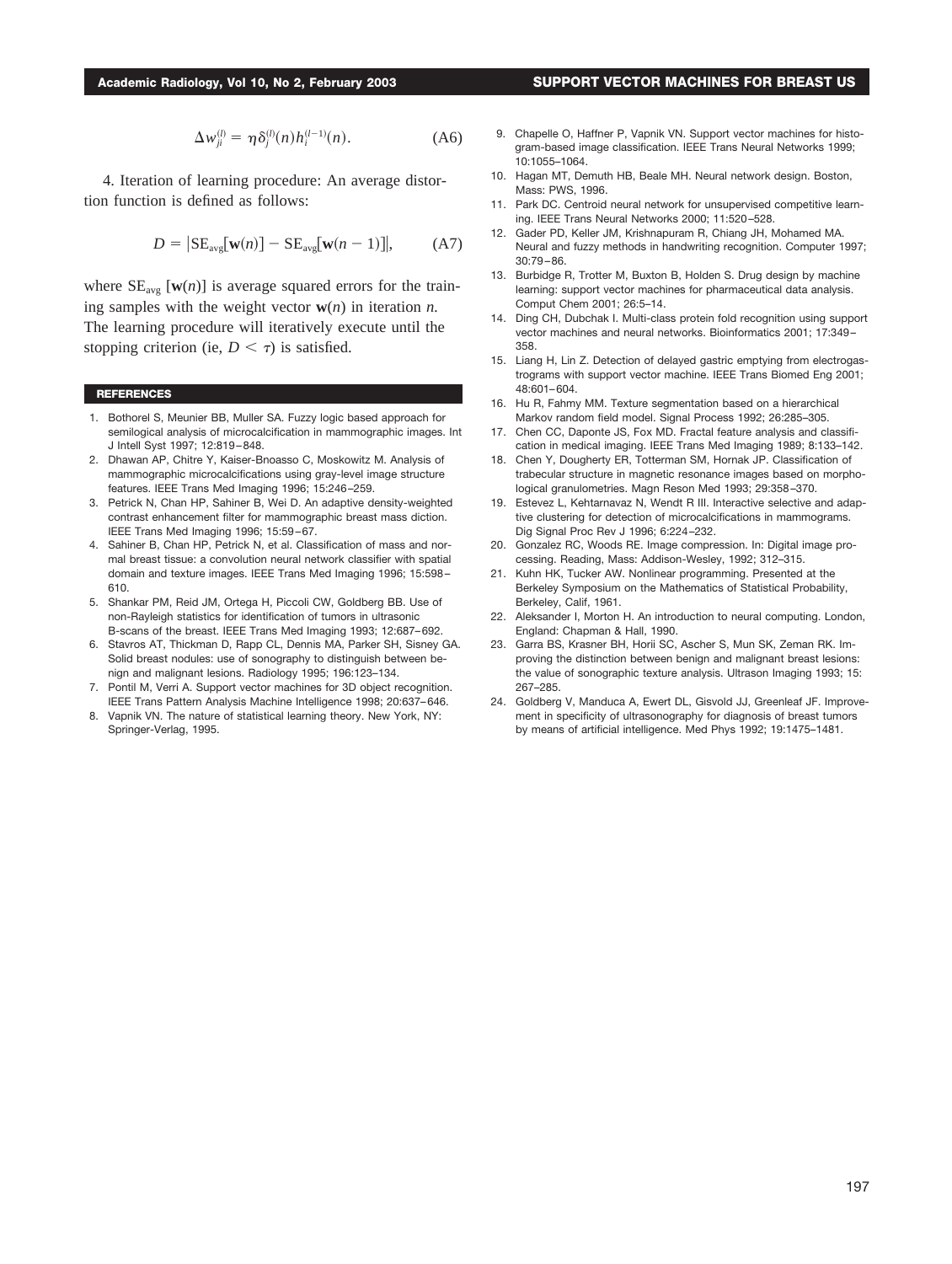$$\Delta w_{ji}^{(l)} = \eta \delta_j^{(l)}(n) h_i^{(l-1)}(n). \tag{A6}$$

4. Iteration of learning procedure: An average distortion function is defined as follows:

$$D = \left| \mathrm{SE}_{\mathrm{avg}}[\mathbf{w}(n)] - \mathrm{SE}_{\mathrm{avg}}[\mathbf{w}(n-1)] \right|, \tag{A7}$$

where $\mathrm{SE}_{\mathrm{avg}}$ $[\mathbf{w}(n)]$ is average squared errors for the training samples with the weight vector $\mathbf{w}(n)$ in iteration $n$. The learning procedure will iteratively execute until the stopping criterion (ie, $D < \tau$) is satisfied.

## REFERENCES

1. Bothorel S, Meunier BB, Muller SA. Fuzzy logic based approach for semilogical analysis of microcalcification in mammographic images. Int J Intell Syst 1997; 12:819–848.
2. Dhawan AP, Chitre Y, Kaiser-Bnoasso C, Moskowitz M. Analysis of mammographic microcalcifications using gray-level image structure features. IEEE Trans Med Imaging 1996; 15:246–259.
3. Petrick N, Chan HP, Sahiner B, Wei D. An adaptive density-weighted contrast enhancement filter for mammographic breast mass diction. IEEE Trans Med Imaging 1996; 15:59–67.
4. Sahiner B, Chan HP, Petrick N, et al. Classification of mass and normal breast tissue: a convolution neural network classifier with spatial domain and texture images. IEEE Trans Med Imaging 1996; 15:598–610.
5. Shankar PM, Reid JM, Ortega H, Piccoli CW, Goldberg BB. Use of non-Rayleigh statistics for identification of tumors in ultrasonic B-scans of the breast. IEEE Trans Med Imaging 1993; 12:687–692.
6. Stavros AT, Thickman D, Rapp CL, Dennis MA, Parker SH, Sisney GA. Solid breast nodules: use of sonography to distinguish between benign and malignant lesions. Radiology 1995; 196:123–134.
7. Pontil M, Verri A. Support vector machines for 3D object recognition. IEEE Trans Pattern Analysis Machine Intelligence 1998; 20:637–646.
8. Vapnik VN. The nature of statistical learning theory. New York, NY: Springer-Verlag, 1995.
9. Chapelle O, Haffner P, Vapnik VN. Support vector machines for histogram-based image classification. IEEE Trans Neural Networks 1999; 10:1055–1064.
10. Hagan MT, Demuth HB, Beale MH. Neural network design. Boston, Mass: PWS, 1996.
11. Park DC. Centroid neural network for unsupervised competitive learning. IEEE Trans Neural Networks 2000; 11:520–528.
12. Gader PD, Keller JM, Krishnapuram R, Chiang JH, Mohamed MA. Neural and fuzzy methods in handwriting recognition. Computer 1997; 30:79–86.
13. Burbidge R, Trotter M, Buxton B, Holden S. Drug design by machine learning: support vector machines for pharmaceutical data analysis. Comput Chem 2001; 26:5–14.
14. Ding CH, Dubchak I. Multi-class protein fold recognition using support vector machines and neural networks. Bioinformatics 2001; 17:349–358.
15. Liang H, Lin Z. Detection of delayed gastric emptying from electrogastrograms with support vector machine. IEEE Trans Biomed Eng 2001; 48:601–604.
16. Hu R, Fahmy MM. Texture segmentation based on a hierarchical Markov random field model. Signal Process 1992; 26:285–305.
17. Chen CC, Daponte JS, Fox MD. Fractal feature analysis and classification in medical imaging. IEEE Trans Med Imaging 1989; 8:133–142.
18. Chen Y, Dougherty ER, Totterman SM, Hornak JP. Classification of trabecular structure in magnetic resonance images based on morphological granulometries. Magn Reson Med 1993; 29:358–370.
19. Estevez L, Kehtarnavaz N, Wendt R III. Interactive selective and adaptive clustering for detection of microcalcifications in mammograms. Dig Signal Proc Rev J 1996; 6:224–232.
20. Gonzalez RC, Woods RE. Image compression. In: Digital image processing. Reading, Mass: Addison-Wesley, 1992; 312–315.
21. Kuhn HK, Tucker AW. Nonlinear programming. Presented at the Berkeley Symposium on the Mathematics of Statistical Probability, Berkeley, Calif, 1961.
22. Aleksander I, Morton H. An introduction to neural computing. London, England: Chapman & Hall, 1990.
23. Garra BS, Krasner BH, Horii SC, Ascher S, Mun SK, Zeman RK. Improving the distinction between benign and malignant breast lesions: the value of sonographic texture analysis. Ultrason Imaging 1993; 15: 267–285.
24. Goldberg V, Manduca A, Ewert DL, Gisvold JJ, Greenleaf JF. Improvement in specificity of ultrasonography for diagnosis of breast tumors by means of artificial intelligence. Med Phys 1992; 19:1475–1481.